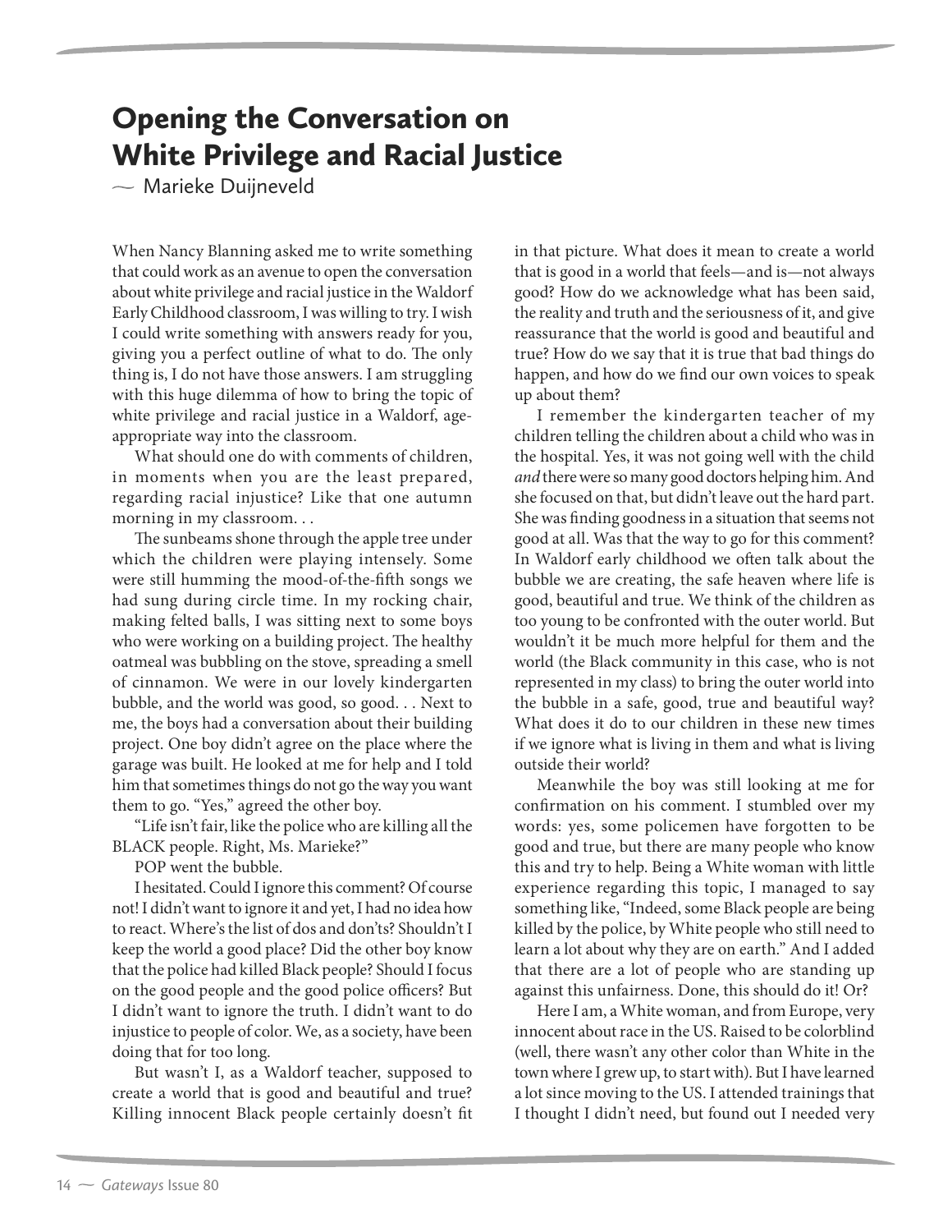# Opening the Conversation on White Privilege and Racial Justice

— Marieke Duijneveld

When Nancy Blanning asked me to write something that could work as an avenue to open the conversation about white privilege and racial justice in the Waldorf Early Childhood classroom, I was willing to try. I wish I could write something with answers ready for you, giving you a perfect outline of what to do. The only thing is, I do not have those answers. I am struggling with this huge dilemma of how to bring the topic of white privilege and racial justice in a Waldorf, age-appropriate way into the classroom.

What should one do with comments of children, in moments when you are the least prepared, regarding racial injustice? Like that one autumn morning in my classroom. . .

The sunbeams shone through the apple tree under which the children were playing intensely. Some were still humming the mood-of-the-fifth songs we had sung during circle time. In my rocking chair, making felted balls, I was sitting next to some boys who were working on a building project. The healthy oatmeal was bubbling on the stove, spreading a smell of cinnamon. We were in our lovely kindergarten bubble, and the world was good, so good. . . Next to me, the boys had a conversation about their building project. One boy didn't agree on the place where the garage was built. He looked at me for help and I told him that sometimes things do not go the way you want them to go. "Yes," agreed the other boy.

"Life isn't fair, like the police who are killing all the BLACK people. Right, Ms. Marieke?"

POP went the bubble.

I hesitated. Could I ignore this comment? Of course not! I didn't want to ignore it and yet, I had no idea how to react. Where's the list of dos and don'ts? Shouldn't I keep the world a good place? Did the other boy know that the police had killed Black people? Should I focus on the good people and the good police officers? But I didn't want to ignore the truth. I didn't want to do injustice to people of color. We, as a society, have been doing that for too long.

But wasn't I, as a Waldorf teacher, supposed to create a world that is good and beautiful and true? Killing innocent Black people certainly doesn't fit in that picture. What does it mean to create a world that is good in a world that feels—and is—not always good? How do we acknowledge what has been said, the reality and truth and the seriousness of it, and give reassurance that the world is good and beautiful and true? How do we say that it is true that bad things do happen, and how do we find our own voices to speak up about them?

I remember the kindergarten teacher of my children telling the children about a child who was in the hospital. Yes, it was not going well with the child *and* there were so many good doctors helping him. And she focused on that, but didn't leave out the hard part. She was finding goodness in a situation that seems not good at all. Was that the way to go for this comment? In Waldorf early childhood we often talk about the bubble we are creating, the safe heaven where life is good, beautiful and true. We think of the children as too young to be confronted with the outer world. But wouldn't it be much more helpful for them and the world (the Black community in this case, who is not represented in my class) to bring the outer world into the bubble in a safe, good, true and beautiful way? What does it do to our children in these new times if we ignore what is living in them and what is living outside their world?

Meanwhile the boy was still looking at me for confirmation on his comment. I stumbled over my words: yes, some policemen have forgotten to be good and true, but there are many people who know this and try to help. Being a White woman with little experience regarding this topic, I managed to say something like, "Indeed, some Black people are being killed by the police, by White people who still need to learn a lot about why they are on earth." And I added that there are a lot of people who are standing up against this unfairness. Done, this should do it! Or?

Here I am, a White woman, and from Europe, very innocent about race in the US. Raised to be colorblind (well, there wasn't any other color than White in the town where I grew up, to start with). But I have learned a lot since moving to the US. I attended trainings that I thought I didn't need, but found out I needed very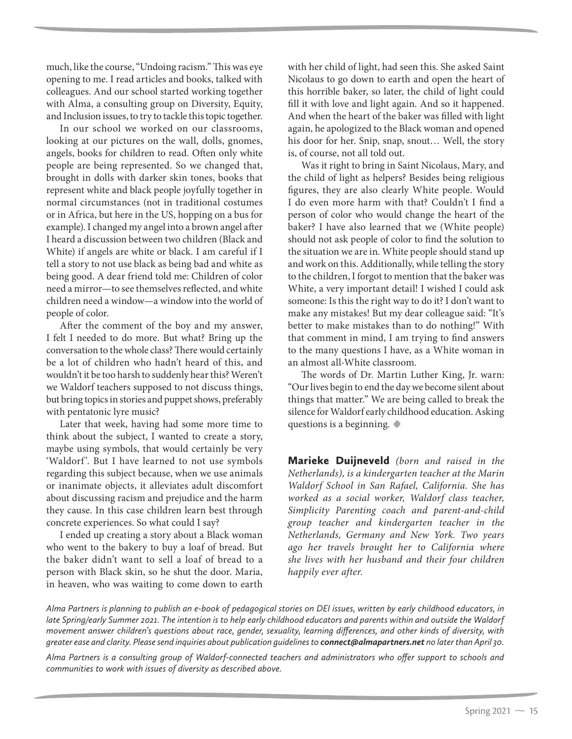much, like the course, "Undoing racism." This was eye opening to me. I read articles and books, talked with colleagues. And our school started working together with Alma, a consulting group on Diversity, Equity, and Inclusion issues, to try to tackle this topic together.

In our school we worked on our classrooms, looking at our pictures on the wall, dolls, gnomes, angels, books for children to read. Often only white people are being represented. So we changed that, brought in dolls with darker skin tones, books that represent white and black people joyfully together in normal circumstances (not in traditional costumes or in Africa, but here in the US, hopping on a bus for example). I changed my angel into a brown angel after I heard a discussion between two children (Black and White) if angels are white or black. I am careful if I tell a story to not use black as being bad and white as being good. A dear friend told me: Children of color need a mirror—to see themselves reflected, and white children need a window—a window into the world of people of color.

After the comment of the boy and my answer, I felt I needed to do more. But what? Bring up the conversation to the whole class? There would certainly be a lot of children who hadn't heard of this, and wouldn't it be too harsh to suddenly hear this? Weren't we Waldorf teachers supposed to not discuss things, but bring topics in stories and puppet shows, preferably with pentatonic lyre music?

Later that week, having had some more time to think about the subject, I wanted to create a story, maybe using symbols, that would certainly be very 'Waldorf'. But I have learned to not use symbols regarding this subject because, when we use animals or inanimate objects, it alleviates adult discomfort about discussing racism and prejudice and the harm they cause. In this case children learn best through concrete experiences. So what could I say?

I ended up creating a story about a Black woman who went to the bakery to buy a loaf of bread. But the baker didn't want to sell a loaf of bread to a person with Black skin, so he shut the door. Maria, in heaven, who was waiting to come down to earth with her child of light, had seen this. She asked Saint Nicolaus to go down to earth and open the heart of this horrible baker, so later, the child of light could fill it with love and light again. And so it happened. And when the heart of the baker was filled with light again, he apologized to the Black woman and opened his door for her. Snip, snap, snout… Well, the story is, of course, not all told out.

Was it right to bring in Saint Nicolaus, Mary, and the child of light as helpers? Besides being religious figures, they are also clearly White people. Would I do even more harm with that? Couldn't I find a person of color who would change the heart of the baker? I have also learned that we (White people) should not ask people of color to find the solution to the situation we are in. White people should stand up and work on this. Additionally, while telling the story to the children, I forgot to mention that the baker was White, a very important detail! I wished I could ask someone: Is this the right way to do it? I don't want to make any mistakes! But my dear colleague said: "It's better to make mistakes than to do nothing!" With that comment in mind, I am trying to find answers to the many questions I have, as a White woman in an almost all-White classroom.

The words of Dr. Martin Luther King, Jr. warn: "Our lives begin to end the day we become silent about things that matter." We are being called to break the silence for Waldorf early childhood education. Asking questions is a beginning. ◆

**Marieke Duijneveld** *(born and raised in the Netherlands), is a kindergarten teacher at the Marin Waldorf School in San Rafael, California. She has worked as a social worker, Waldorf class teacher, Simplicity Parenting coach and parent-and-child group teacher and kindergarten teacher in the Netherlands, Germany and New York. Two years ago her travels brought her to California where she lives with her husband and their four children happily ever after.*

*Alma Partners is planning to publish an e-book of pedagogical stories on DEI issues, written by early childhood educators, in late Spring/early Summer 2021. The intention is to help early childhood educators and parents within and outside the Waldorf movement answer children's questions about race, gender, sexuality, learning differences, and other kinds of diversity, with greater ease and clarity. Please send inquiries about publication guidelines to* ***connect@almapartners.net*** *no later than April 30.*

*Alma Partners is a consulting group of Waldorf-connected teachers and administrators who offer support to schools and communities to work with issues of diversity as described above.*